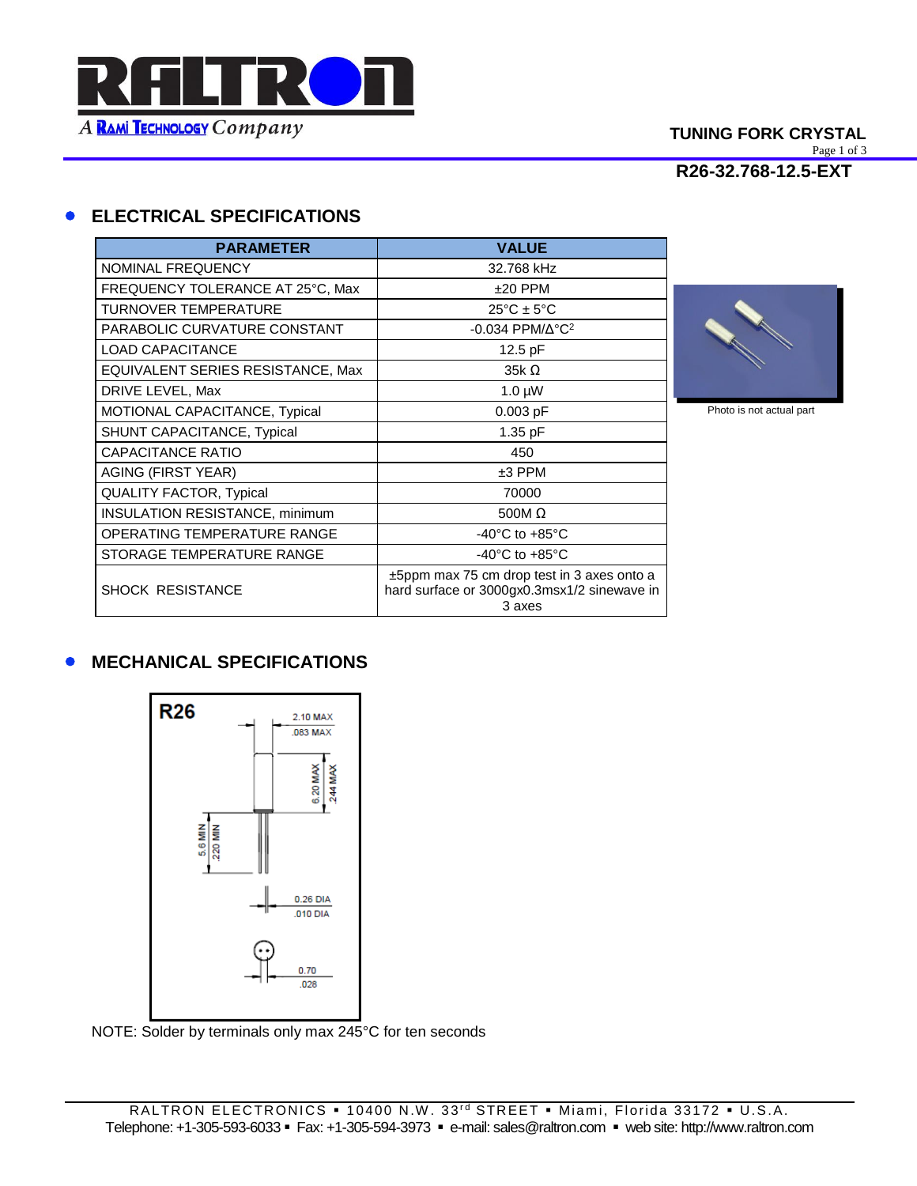# TUNING FORK CRYSTAL

## R26-32.768-12.5-EXT

## ELECTRICAL SPECIFICATIONS

| PARAMETER | VALUE |
|---|---|
| NOMINAL FREQUENCY | 32.768 kHz |
| FREQUENCY TOLERANCE AT 25°C, Max | ±20 PPM |
| TURNOVER TEMPERATURE | 25°C ± 5°C |
| PARABOLIC CURVATURE CONSTANT | -0.034 PPM/Δ°C$^2$ |
| LOAD CAPACITANCE | 12.5 pF |
| EQUIVALENT SERIES RESISTANCE, Max | 35k Ω |
| DRIVE LEVEL, Max | 1.0 µW |
| MOTIONAL CAPACITANCE, Typical | 0.003 pF |
| SHUNT CAPACITANCE, Typical | 1.35 pF |
| CAPACITANCE RATIO | 450 |
| AGING (FIRST YEAR) | ±3 PPM |
| QUALITY FACTOR, Typical | 70000 |
| INSULATION RESISTANCE, minimum | 500M Ω |
| OPERATING TEMPERATURE RANGE | -40°C to +85°C |
| STORAGE TEMPERATURE RANGE | -40°C to +85°C |
| SHOCK RESISTANCE | ±5ppm max 75 cm drop test in 3 axes onto a hard surface or 3000gx0.3msx1/2 sinewave in 3 axes |

Photo is not actual part

## MECHANICAL SPECIFICATIONS

R26

- 2.10 MAX / .083 MAX
- 6.20 MAX / .244 MAX
- 5.6 MIN / .220 MIN
- 0.26 DIA / .010 DIA
- 0.70 / .028

NOTE: Solder by terminals only max 245°C for ten seconds

RALTRON ELECTRONICS ▪ 10400 N.W. 33rd STREET ▪ Miami, Florida 33172 ▪ U.S.A.
Telephone: +1-305-593-6033 ▪ Fax: +1-305-594-3973 ▪ e-mail: sales@raltron.com ▪ web site: http://www.raltron.com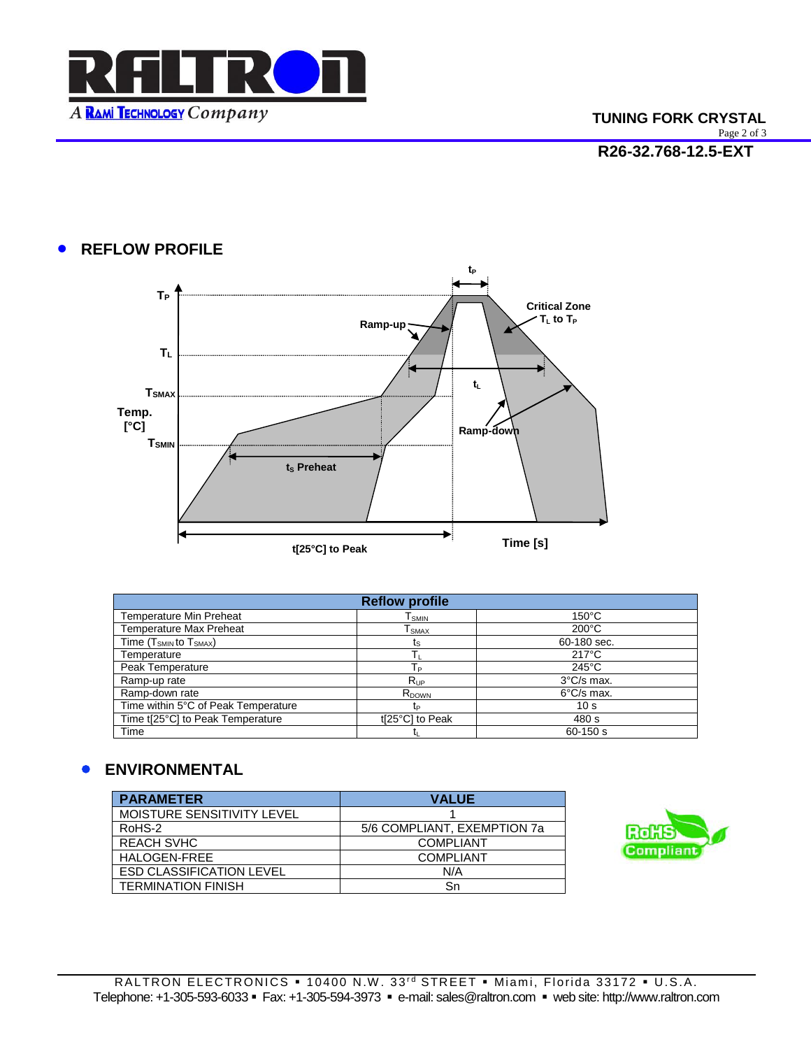## REFLOW PROFILE

| Reflow profile | | |
|---|---|---|
| Temperature Min Preheat | $T_{SMIN}$ | 150°C |
| Temperature Max Preheat | $T_{SMAX}$ | 200°C |
| Time ($T_{SMIN}$ to $T_{SMAX}$) | $t_S$ | 60-180 sec. |
| Temperature | $T_L$ | 217°C |
| Peak Temperature | $T_P$ | 245°C |
| Ramp-up rate | $R_{UP}$ | 3°C/s max. |
| Ramp-down rate | $R_{DOWN}$ | 6°C/s max. |
| Time within 5°C of Peak Temperature | $t_P$ | 10 s |
| Time t[25°C] to Peak Temperature | t[25°C] to Peak | 480 s |
| Time | $t_L$ | 60-150 s |

## ENVIRONMENTAL

| PARAMETER | VALUE |
|---|---|
| MOISTURE SENSITIVITY LEVEL | 1 |
| RoHS-2 | 5/6 COMPLIANT, EXEMPTION 7a |
| REACH SVHC | COMPLIANT |
| HALOGEN-FREE | COMPLIANT |
| ESD CLASSIFICATION LEVEL | N/A |
| TERMINATION FINISH | Sn |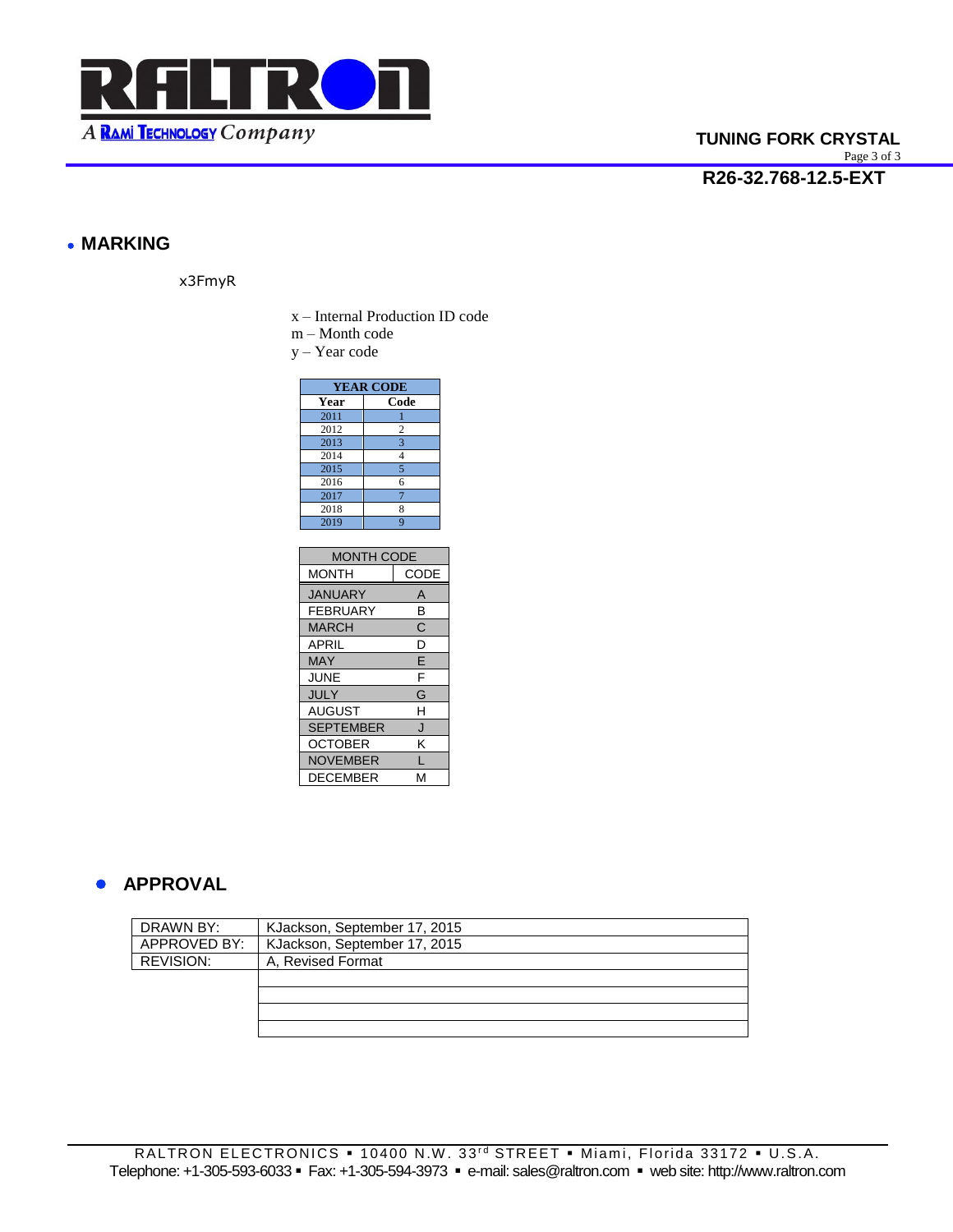# TUNING FORK CRYSTAL

## R26-32.768-12.5-EXT

## MARKING

x3FmyR

x – Internal Production ID code
m – Month code
y – Year code

| YEAR CODE | |
|---|---|
| **Year** | **Code** |
| 2011 | 1 |
| 2012 | 2 |
| 2013 | 3 |
| 2014 | 4 |
| 2015 | 5 |
| 2016 | 6 |
| 2017 | 7 |
| 2018 | 8 |
| 2019 | 9 |

| MONTH CODE | |
|---|---|
| MONTH | CODE |
| JANUARY | A |
| FEBRUARY | B |
| MARCH | C |
| APRIL | D |
| MAY | E |
| JUNE | F |
| JULY | G |
| AUGUST | H |
| SEPTEMBER | J |
| OCTOBER | K |
| NOVEMBER | L |
| DECEMBER | M |

## APPROVAL

| | |
|---|---|
| DRAWN BY: | KJackson, September 17, 2015 |
| APPROVED BY: | KJackson, September 17, 2015 |
| REVISION: | A, Revised Format |
| | |
| | |
| | |
| | |

RALTRON ELECTRONICS ▪ 10400 N.W. 33rd STREET ▪ Miami, Florida 33172 ▪ U.S.A.
Telephone: +1-305-593-6033 ▪ Fax: +1-305-594-3973 ▪ e-mail: sales@raltron.com ▪ web site: http://www.raltron.com